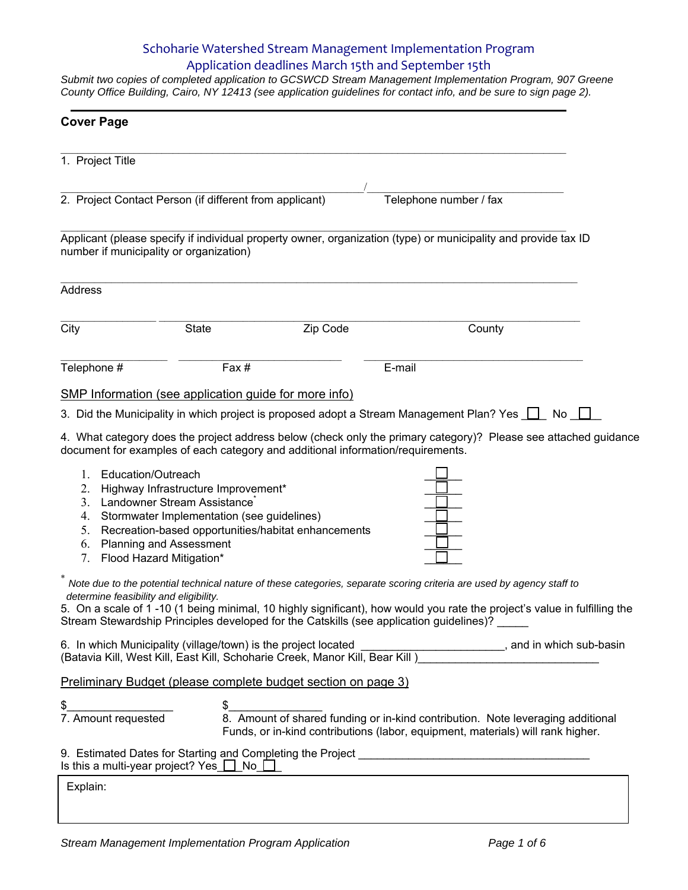# Schoharie Watershed Stream Management Implementation Program

## Application deadlines March 15th and September 15th

*Submit two copies of completed application to GCSWCD Stream Management Implementation Program, 907 Greene County Office Building, Cairo, NY 12413 (see application guidelines for contact info, and be sure to sign page 2).*

---

**Cover Page**

\_\_\_\_\_\_\_\_\_\_\_\_\_\_\_\_\_\_\_\_\_\_\_\_\_\_\_\_\_\_\_\_\_\_\_\_\_\_\_\_\_\_\_\_\_\_\_\_\_\_\_\_\_\_\_\_\_\_\_\_\_\_\_\_\_\_\_\_\_\_\_\_\_\_\_\_\_\_

1. Project Title

\_\_\_\_\_\_\_\_\_\_\_\_\_\_\_\_\_\_\_\_\_\_\_\_\_\_\_\_\_\_\_\_\_\_\_\_\_\_\_\_\_\_\_\_\_\_\_\_\_\_\_\_\_\_\_/\_\_\_\_\_\_\_\_\_\_\_\_\_\_\_\_\_\_\_\_\_\_\_\_\_\_\_\_\_\_\_\_\_\_\_\_

2. Project Contact Person (if different from applicant) Telephone number / fax

\_\_\_\_\_\_\_\_\_\_\_\_\_\_\_\_\_\_\_\_\_\_\_\_\_\_\_\_\_\_\_\_\_\_\_\_\_\_\_\_\_\_\_\_\_\_\_\_\_\_\_\_\_\_\_\_\_\_\_\_\_\_\_\_\_\_\_\_\_\_\_\_\_\_\_\_\_\_

Applicant (please specify if individual property owner, organization (type) or municipality and provide tax ID number if municipality or organization)

\_\_\_\_\_\_\_\_\_\_\_\_\_\_\_\_\_\_\_\_\_\_\_\_\_\_\_\_\_\_\_\_\_\_\_\_\_\_\_\_\_\_\_\_\_\_\_\_\_\_\_\_\_\_\_\_\_\_\_\_\_\_\_\_\_\_\_\_\_\_\_\_\_\_\_\_\_\_

Address

\_\_\_\_\_\_\_\_\_\_\_\_\_\_\_\_ \_\_\_\_\_\_\_\_\_\_\_\_\_\_\_\_\_\_\_\_\_\_\_\_\_\_\_\_\_\_\_\_\_\_\_\_\_\_\_\_\_\_\_\_\_\_\_\_\_\_\_\_\_\_\_\_\_\_\_\_\_\_\_\_\_

City State Zip Code County

\_\_\_\_\_\_\_\_\_\_\_\_\_\_\_\_ \_\_\_\_\_\_\_\_\_\_\_\_\_\_\_\_\_\_\_\_\_\_\_\_\_\_ \_\_\_\_\_\_\_\_\_\_\_\_\_\_\_\_\_\_\_\_\_\_\_\_\_\_\_\_\_\_\_\_\_\_\_\_

Telephone # Fax # E-mail

SMP Information (see application guide for more info)

3. Did the Municipality in which project is proposed adopt a Stream Management Plan? Yes ☐ No ☐

4. What category does the project address below (check only the primary category)? Please see attached guidance document for examples of each category and additional information/requirements.

   1. Education/Outreach ☐
   2. Highway Infrastructure Improvement* ☐
   3. Landowner Stream Assistance* ☐
   4. Stormwater Implementation (see guidelines) ☐
   5. Recreation-based opportunities/habitat enhancements ☐
   6. Planning and Assessment ☐
   7. Flood Hazard Mitigation* ☐

\* *Note due to the potential technical nature of these categories, separate scoring criteria are used by agency staff to determine feasibility and eligibility.*

5. On a scale of 1 -10 (1 being minimal, 10 highly significant), how would you rate the project's value in fulfilling the Stream Stewardship Principles developed for the Catskills (see application guidelines)? \_\_\_\_\_

6. In which Municipality (village/town) is the project located \_\_\_\_\_\_\_\_\_\_\_\_\_\_\_\_\_\_\_\_\_\_\_, and in which sub-basin (Batavia Kill, West Kill, East Kill, Schoharie Creek, Manor Kill, Bear Kill )\_\_\_\_\_\_\_\_\_\_\_\_\_\_\_\_\_\_\_\_\_\_\_\_\_\_\_\_\_

Preliminary Budget (please complete budget section on page 3)

$\_\_\_\_\_\_\_\_\_\_\_\_\_\_\_\_\_
7. Amount requested

$\_\_\_\_\_\_\_\_\_\_\_\_\_\_\_
8. Amount of shared funding or in-kind contribution. Note leveraging additional Funds, or in-kind contributions (labor, equipment, materials) will rank higher.

9. Estimated Dates for Starting and Completing the Project \_\_\_\_\_\_\_\_\_\_\_\_\_\_\_\_\_\_\_\_\_\_\_\_\_\_\_\_\_\_\_\_\_\_\_\_\_\_
Is this a multi-year project? Yes ☐ No ☐

Explain: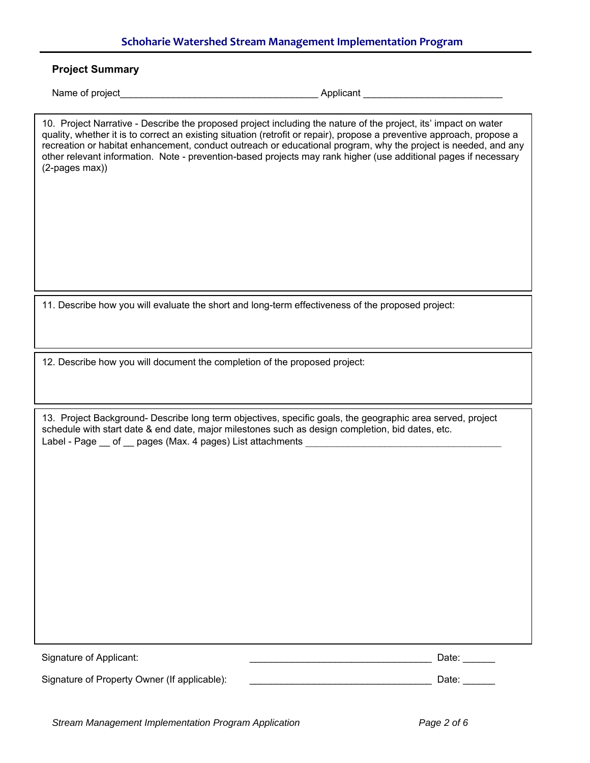## Project Summary

Name of project_____________________________________ Applicant _________________________

10. Project Narrative - Describe the proposed project including the nature of the project, its' impact on water quality, whether it is to correct an existing situation (retrofit or repair), propose a preventive approach, propose a recreation or habitat enhancement, conduct outreach or educational program, why the project is needed, and any other relevant information. Note - prevention-based projects may rank higher (use additional pages if necessary (2-pages max))

11. Describe how you will evaluate the short and long-term effectiveness of the proposed project:

12. Describe how you will document the completion of the proposed project:

13. Project Background- Describe long term objectives, specific goals, the geographic area served, project schedule with start date & end date, major milestones such as design completion, bid dates, etc.
Label - Page __ of __ pages (Max. 4 pages) List attachments ____________________________________

Signature of Applicant: _________________________________ Date: ______

Signature of Property Owner (If applicable): _________________________________ Date: ______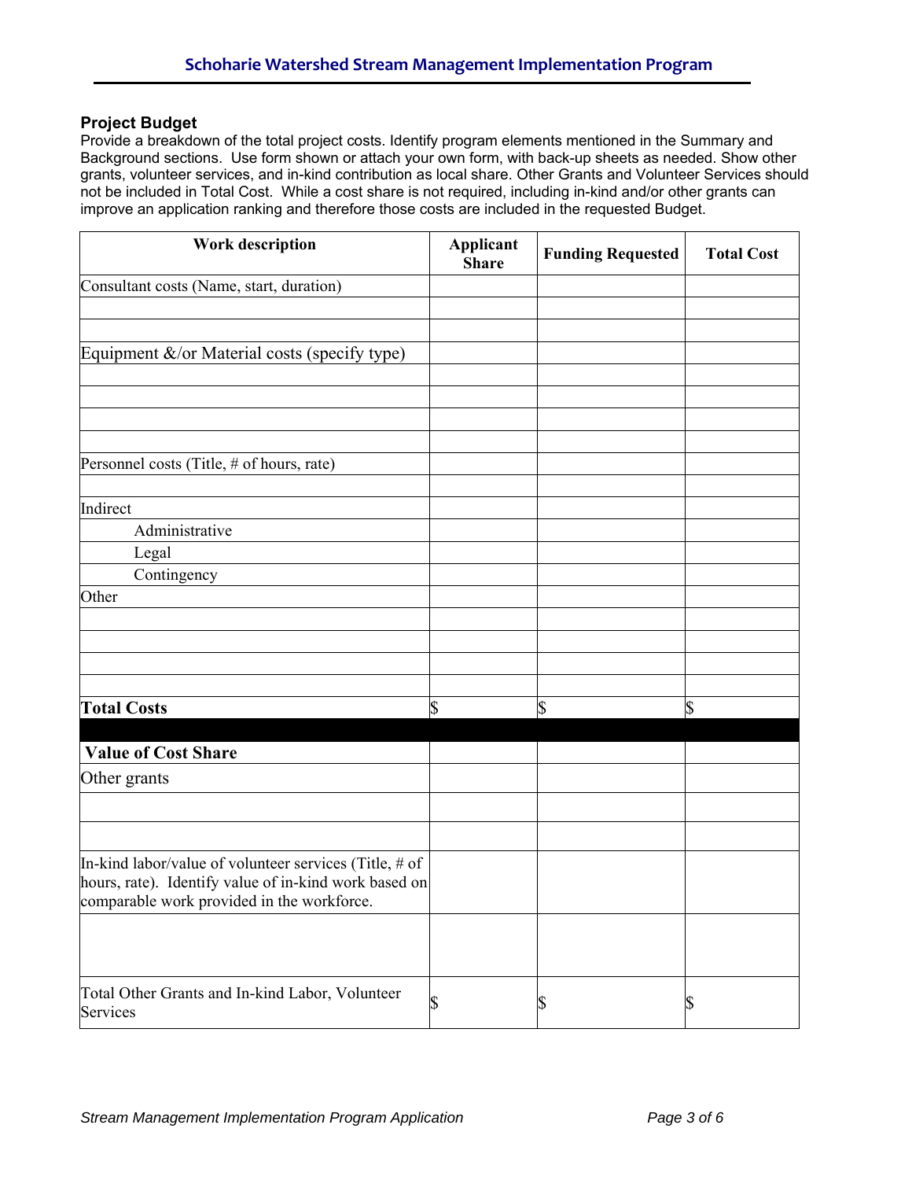## Project Budget

Provide a breakdown of the total project costs. Identify program elements mentioned in the Summary and Background sections. Use form shown or attach your own form, with back-up sheets as needed. Show other grants, volunteer services, and in-kind contribution as local share. Other Grants and Volunteer Services should not be included in Total Cost. While a cost share is not required, including in-kind and/or other grants can improve an application ranking and therefore those costs are included in the requested Budget.

| Work description | Applicant Share | Funding Requested | Total Cost |
|---|---|---|---|
| Consultant costs (Name, start, duration) | | | |
| | | | |
| | | | |
| Equipment &/or Material costs (specify type) | | | |
| | | | |
| | | | |
| | | | |
| | | | |
| Personnel costs (Title, # of hours, rate) | | | |
| | | | |
| Indirect | | | |
| Administrative | | | |
| Legal | | | |
| Contingency | | | |
| Other | | | |
| | | | |
| | | | |
| | | | |
| | | | |
| **Total Costs** | $ | $ | $ |
| | | | |
| **Value of Cost Share** | | | |
| Other grants | | | |
| | | | |
| | | | |
| In-kind labor/value of volunteer services (Title, # of hours, rate). Identify value of in-kind work based on comparable work provided in the workforce. | | | |
| | | | |
| Total Other Grants and In-kind Labor, Volunteer Services | $ | $ | $ |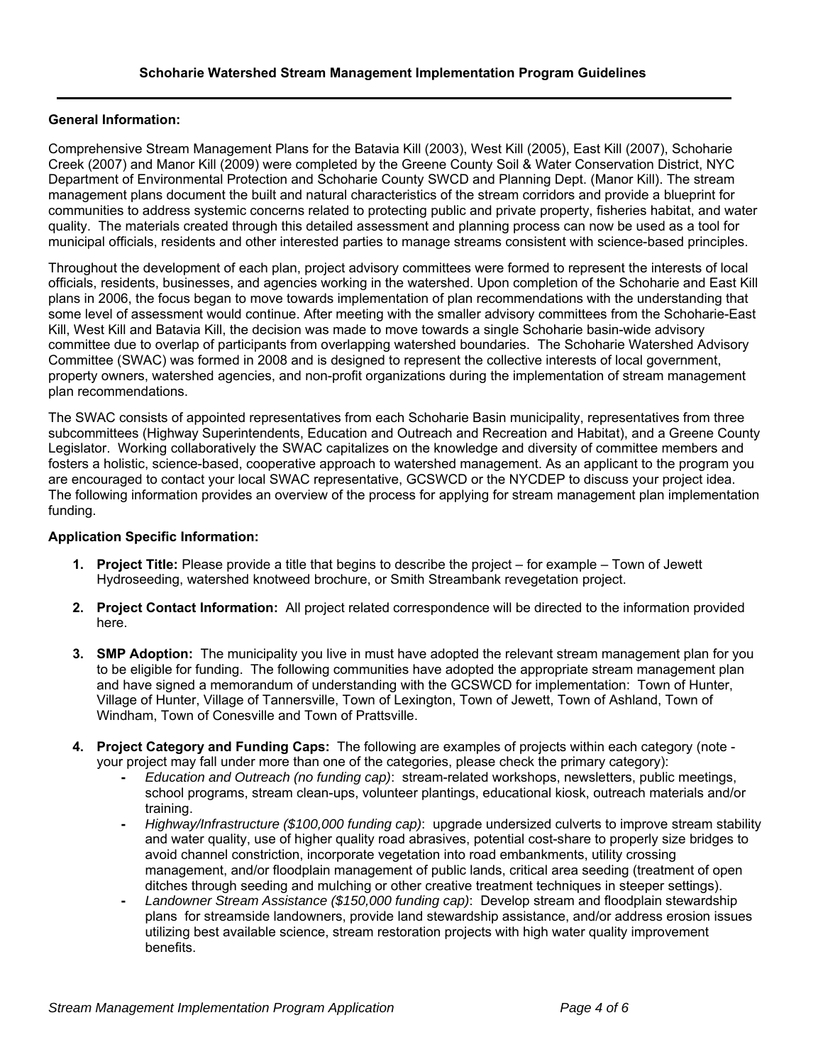## Schoharie Watershed Stream Management Implementation Program Guidelines

**General Information:**

Comprehensive Stream Management Plans for the Batavia Kill (2003), West Kill (2005), East Kill (2007), Schoharie Creek (2007) and Manor Kill (2009) were completed by the Greene County Soil & Water Conservation District, NYC Department of Environmental Protection and Schoharie County SWCD and Planning Dept. (Manor Kill). The stream management plans document the built and natural characteristics of the stream corridors and provide a blueprint for communities to address systemic concerns related to protecting public and private property, fisheries habitat, and water quality. The materials created through this detailed assessment and planning process can now be used as a tool for municipal officials, residents and other interested parties to manage streams consistent with science-based principles.

Throughout the development of each plan, project advisory committees were formed to represent the interests of local officials, residents, businesses, and agencies working in the watershed. Upon completion of the Schoharie and East Kill plans in 2006, the focus began to move towards implementation of plan recommendations with the understanding that some level of assessment would continue. After meeting with the smaller advisory committees from the Schoharie-East Kill, West Kill and Batavia Kill, the decision was made to move towards a single Schoharie basin-wide advisory committee due to overlap of participants from overlapping watershed boundaries. The Schoharie Watershed Advisory Committee (SWAC) was formed in 2008 and is designed to represent the collective interests of local government, property owners, watershed agencies, and non-profit organizations during the implementation of stream management plan recommendations.

The SWAC consists of appointed representatives from each Schoharie Basin municipality, representatives from three subcommittees (Highway Superintendents, Education and Outreach and Recreation and Habitat), and a Greene County Legislator. Working collaboratively the SWAC capitalizes on the knowledge and diversity of committee members and fosters a holistic, science-based, cooperative approach to watershed management. As an applicant to the program you are encouraged to contact your local SWAC representative, GCSWCD or the NYCDEP to discuss your project idea. The following information provides an overview of the process for applying for stream management plan implementation funding.

**Application Specific Information:**

1. **Project Title:** Please provide a title that begins to describe the project – for example – Town of Jewett Hydroseeding, watershed knotweed brochure, or Smith Streambank revegetation project.

2. **Project Contact Information:** All project related correspondence will be directed to the information provided here.

3. **SMP Adoption:** The municipality you live in must have adopted the relevant stream management plan for you to be eligible for funding. The following communities have adopted the appropriate stream management plan and have signed a memorandum of understanding with the GCSWCD for implementation: Town of Hunter, Village of Hunter, Village of Tannersville, Town of Lexington, Town of Jewett, Town of Ashland, Town of Windham, Town of Conesville and Town of Prattsville.

4. **Project Category and Funding Caps:** The following are examples of projects within each category (note - your project may fall under more than one of the categories, please check the primary category):
   - *Education and Outreach (no funding cap)*: stream-related workshops, newsletters, public meetings, school programs, stream clean-ups, volunteer plantings, educational kiosk, outreach materials and/or training.
   - *Highway/Infrastructure ($100,000 funding cap)*: upgrade undersized culverts to improve stream stability and water quality, use of higher quality road abrasives, potential cost-share to properly size bridges to avoid channel constriction, incorporate vegetation into road embankments, utility crossing management, and/or floodplain management of public lands, critical area seeding (treatment of open ditches through seeding and mulching or other creative treatment techniques in steeper settings).
   - *Landowner Stream Assistance ($150,000 funding cap)*: Develop stream and floodplain stewardship plans for streamside landowners, provide land stewardship assistance, and/or address erosion issues utilizing best available science, stream restoration projects with high water quality improvement benefits.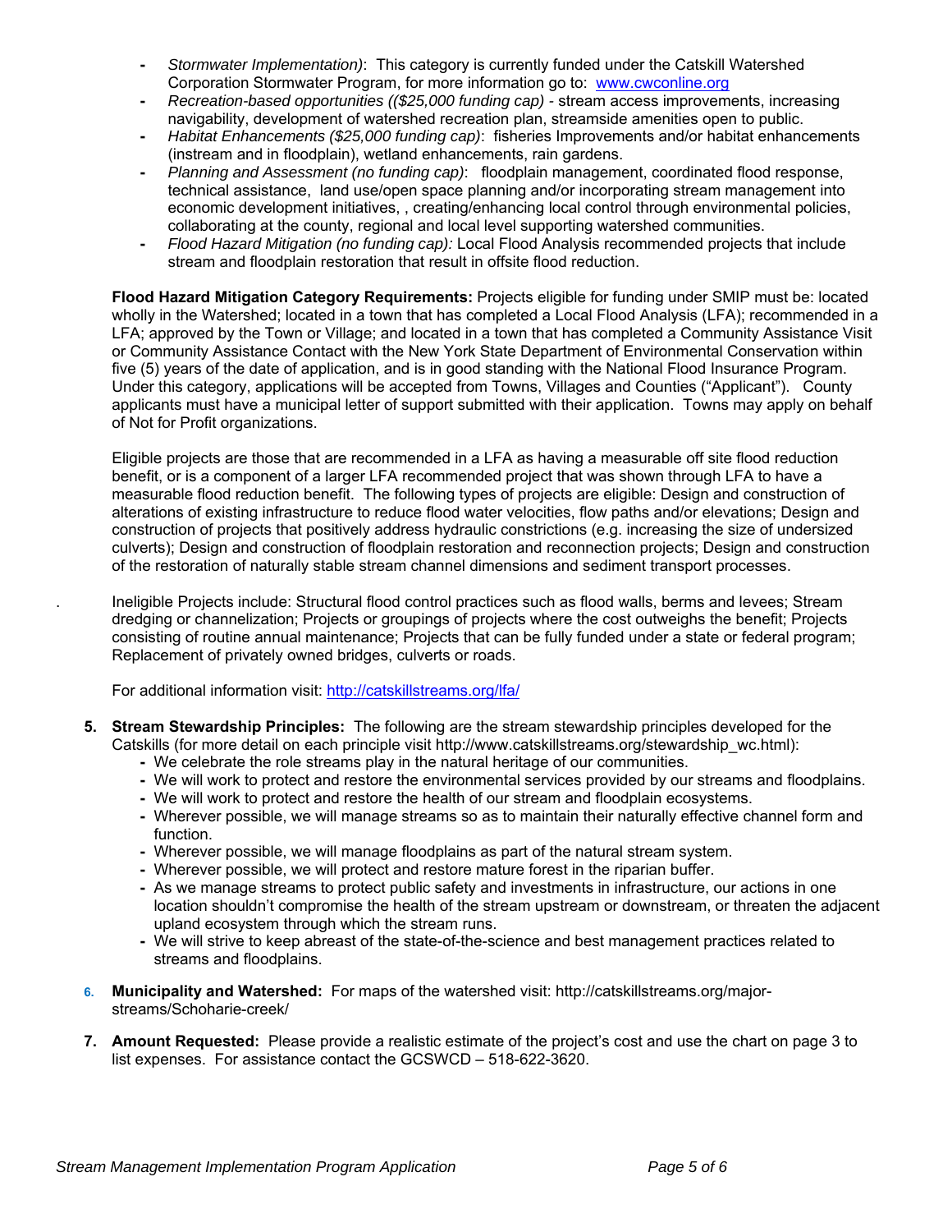- *Stormwater Implementation)*: This category is currently funded under the Catskill Watershed Corporation Stormwater Program, for more information go to: www.cwconline.org
- *Recreation-based opportunities (($25,000 funding cap)* - stream access improvements, increasing navigability, development of watershed recreation plan, streamside amenities open to public.
- *Habitat Enhancements ($25,000 funding cap)*: fisheries Improvements and/or habitat enhancements (instream and in floodplain), wetland enhancements, rain gardens.
- *Planning and Assessment (no funding cap)*: floodplain management, coordinated flood response, technical assistance, land use/open space planning and/or incorporating stream management into economic development initiatives, , creating/enhancing local control through environmental policies, collaborating at the county, regional and local level supporting watershed communities.
- *Flood Hazard Mitigation (no funding cap):* Local Flood Analysis recommended projects that include stream and floodplain restoration that result in offsite flood reduction.

**Flood Hazard Mitigation Category Requirements:** Projects eligible for funding under SMIP must be: located wholly in the Watershed; located in a town that has completed a Local Flood Analysis (LFA); recommended in a LFA; approved by the Town or Village; and located in a town that has completed a Community Assistance Visit or Community Assistance Contact with the New York State Department of Environmental Conservation within five (5) years of the date of application, and is in good standing with the National Flood Insurance Program. Under this category, applications will be accepted from Towns, Villages and Counties ("Applicant"). County applicants must have a municipal letter of support submitted with their application. Towns may apply on behalf of Not for Profit organizations.

Eligible projects are those that are recommended in a LFA as having a measurable off site flood reduction benefit, or is a component of a larger LFA recommended project that was shown through LFA to have a measurable flood reduction benefit. The following types of projects are eligible: Design and construction of alterations of existing infrastructure to reduce flood water velocities, flow paths and/or elevations; Design and construction of projects that positively address hydraulic constrictions (e.g. increasing the size of undersized culverts); Design and construction of floodplain restoration and reconnection projects; Design and construction of the restoration of naturally stable stream channel dimensions and sediment transport processes.

Ineligible Projects include: Structural flood control practices such as flood walls, berms and levees; Stream dredging or channelization; Projects or groupings of projects where the cost outweighs the benefit; Projects consisting of routine annual maintenance; Projects that can be fully funded under a state or federal program; Replacement of privately owned bridges, culverts or roads.

For additional information visit: http://catskillstreams.org/lfa/

5. **Stream Stewardship Principles:** The following are the stream stewardship principles developed for the Catskills (for more detail on each principle visit http://www.catskillstreams.org/stewardship_wc.html):
   - We celebrate the role streams play in the natural heritage of our communities.
   - We will work to protect and restore the environmental services provided by our streams and floodplains.
   - We will work to protect and restore the health of our stream and floodplain ecosystems.
   - Wherever possible, we will manage streams so as to maintain their naturally effective channel form and function.
   - Wherever possible, we will manage floodplains as part of the natural stream system.
   - Wherever possible, we will protect and restore mature forest in the riparian buffer.
   - As we manage streams to protect public safety and investments in infrastructure, our actions in one location shouldn't compromise the health of the stream upstream or downstream, or threaten the adjacent upland ecosystem through which the stream runs.
   - We will strive to keep abreast of the state-of-the-science and best management practices related to streams and floodplains.

6. **Municipality and Watershed:** For maps of the watershed visit: http://catskillstreams.org/major-streams/Schoharie-creek/

7. **Amount Requested:** Please provide a realistic estimate of the project's cost and use the chart on page 3 to list expenses. For assistance contact the GCSWCD – 518-622-3620.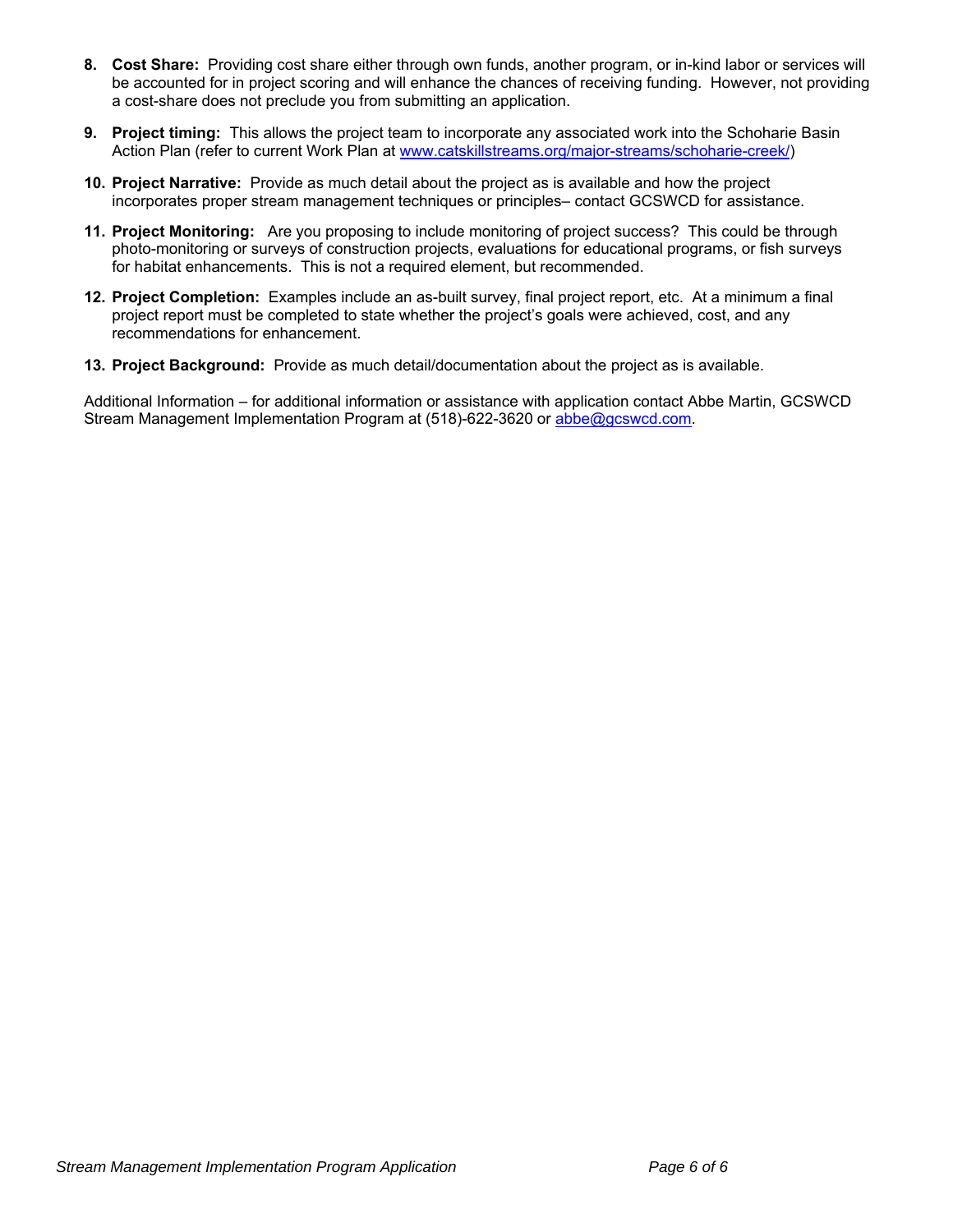8. **Cost Share:** Providing cost share either through own funds, another program, or in-kind labor or services will be accounted for in project scoring and will enhance the chances of receiving funding. However, not providing a cost-share does not preclude you from submitting an application.

9. **Project timing:** This allows the project team to incorporate any associated work into the Schoharie Basin Action Plan (refer to current Work Plan at www.catskillstreams.org/major-streams/schoharie-creek/)

10. **Project Narrative:** Provide as much detail about the project as is available and how the project incorporates proper stream management techniques or principles– contact GCSWCD for assistance.

11. **Project Monitoring:** Are you proposing to include monitoring of project success? This could be through photo-monitoring or surveys of construction projects, evaluations for educational programs, or fish surveys for habitat enhancements. This is not a required element, but recommended.

12. **Project Completion:** Examples include an as-built survey, final project report, etc. At a minimum a final project report must be completed to state whether the project's goals were achieved, cost, and any recommendations for enhancement.

13. **Project Background:** Provide as much detail/documentation about the project as is available.

Additional Information – for additional information or assistance with application contact Abbe Martin, GCSWCD Stream Management Implementation Program at (518)-622-3620 or abbe@gcswcd.com.